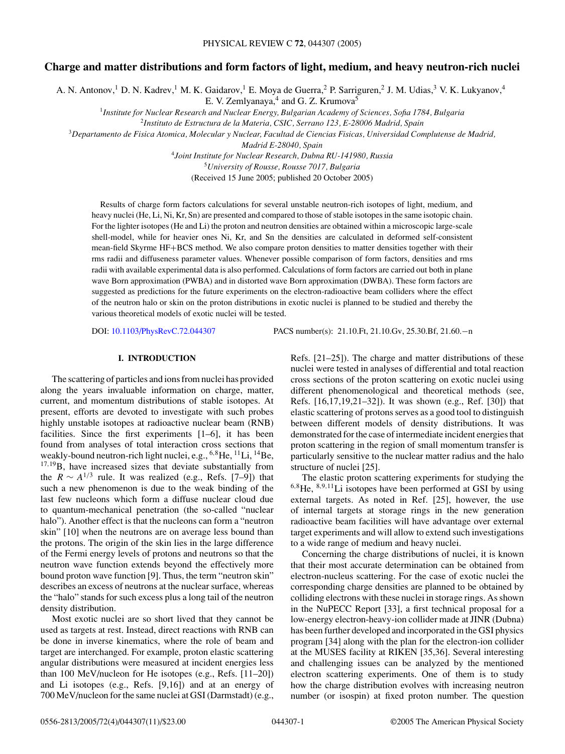# Charge and matter distributions and form factors of light, medium, and heavy neutron-rich nuclei

A. N. Antonov,[1] D. N. Kadrev,[1] M. K. Gaidarov,[1] E. Moya de Guerra,[2] P. Sarriguren,[2] J. M. Udias,[3] V. K. Lukyanov,[4] E. V. Zemlyanaya,[4] and G. Z. Krumova[5]

[1]*Institute for Nuclear Research and Nuclear Energy, Bulgarian Academy of Sciences, Sofia 1784, Bulgaria*
[2]*Instituto de Estructura de la Materia, CSIC, Serrano 123, E-28006 Madrid, Spain*
[3]*Departamento de Fisica Atomica, Molecular y Nuclear, Facultad de Ciencias Fisicas, Universidad Complutense de Madrid, Madrid E-28040, Spain*
[4]*Joint Institute for Nuclear Research, Dubna RU-141980, Russia*
[5]*University of Rousse, Rousse 7017, Bulgaria*

(Received 15 June 2005; published 20 October 2005)

Results of charge form factors calculations for several unstable neutron-rich isotopes of light, medium, and heavy nuclei (He, Li, Ni, Kr, Sn) are presented and compared to those of stable isotopes in the same isotopic chain. For the lighter isotopes (He and Li) the proton and neutron densities are obtained within a microscopic large-scale shell-model, while for heavier ones Ni, Kr, and Sn the densities are calculated in deformed self-consistent mean-field Skyrme HF+BCS method. We also compare proton densities to matter densities together with their rms radii and diffuseness parameter values. Whenever possible comparison of form factors, densities and rms radii with available experimental data is also performed. Calculations of form factors are carried out both in plane wave Born approximation (PWBA) and in distorted wave Born approximation (DWBA). These form factors are suggested as predictions for the future experiments on the electron-radioactive beam colliders where the effect of the neutron halo or skin on the proton distributions in exotic nuclei is planned to be studied and thereby the various theoretical models of exotic nuclei will be tested.

DOI: 10.1103/PhysRevC.72.044307 PACS number(s): 21.10.Ft, 21.10.Gv, 25.30.Bf, 21.60.−n

## I. INTRODUCTION

The scattering of particles and ions from nuclei has provided along the years invaluable information on charge, matter, current, and momentum distributions of stable isotopes. At present, efforts are devoted to investigate with such probes highly unstable isotopes at radioactive nuclear beam (RNB) facilities. Since the first experiments [1–6], it has been found from analyses of total interaction cross sections that weakly-bound neutron-rich light nuclei, e.g., $^{6,8}$He, $^{11}$Li, $^{14}$Be, $^{17,19}$B, have increased sizes that deviate substantially from the $R \sim A^{1/3}$ rule. It was realized (e.g., Refs. [7–9]) that such a new phenomenon is due to the weak binding of the last few nucleons which form a diffuse nuclear cloud due to quantum-mechanical penetration (the so-called "nuclear halo"). Another effect is that the nucleons can form a "neutron skin" [10] when the neutrons are on average less bound than the protons. The origin of the skin lies in the large difference of the Fermi energy levels of protons and neutrons so that the neutron wave function extends beyond the effectively more bound proton wave function [9]. Thus, the term "neutron skin" describes an excess of neutrons at the nuclear surface, whereas the "halo" stands for such excess plus a long tail of the neutron density distribution.

Most exotic nuclei are so short lived that they cannot be used as targets at rest. Instead, direct reactions with RNB can be done in inverse kinematics, where the role of beam and target are interchanged. For example, proton elastic scattering angular distributions were measured at incident energies less than 100 MeV/nucleon for He isotopes (e.g., Refs. [11–20]) and Li isotopes (e.g., Refs. [9,16]) and at an energy of 700 MeV/nucleon for the same nuclei at GSI (Darmstadt) (e.g., Refs. [21–25]). The charge and matter distributions of these nuclei were tested in analyses of differential and total reaction cross sections of the proton scattering on exotic nuclei using different phenomenological and theoretical methods (see, Refs. [16,17,19,21–32]). It was shown (e.g., Ref. [30]) that elastic scattering of protons serves as a good tool to distinguish between different models of density distributions. It was demonstrated for the case of intermediate incident energies that proton scattering in the region of small momentum transfer is particularly sensitive to the nuclear matter radius and the halo structure of nuclei [25].

The elastic proton scattering experiments for studying the $^{6,8}$He, $^{8,9,11}$Li isotopes have been performed at GSI by using external targets. As noted in Ref. [25], however, the use of internal targets at storage rings in the new generation radioactive beam facilities will have advantage over external target experiments and will allow to extend such investigations to a wide range of medium and heavy nuclei.

Concerning the charge distributions of nuclei, it is known that their most accurate determination can be obtained from electron-nucleus scattering. For the case of exotic nuclei the corresponding charge densities are planned to be obtained by colliding electrons with these nuclei in storage rings. As shown in the NuPECC Report [33], a first technical proposal for a low-energy electron-heavy-ion collider made at JINR (Dubna) has been further developed and incorporated in the GSI physics program [34] along with the plan for the electron-ion collider at the MUSES facility at RIKEN [35,36]. Several interesting and challenging issues can be analyzed by the mentioned electron scattering experiments. One of them is to study how the charge distribution evolves with increasing neutron number (or isospin) at fixed proton number. The question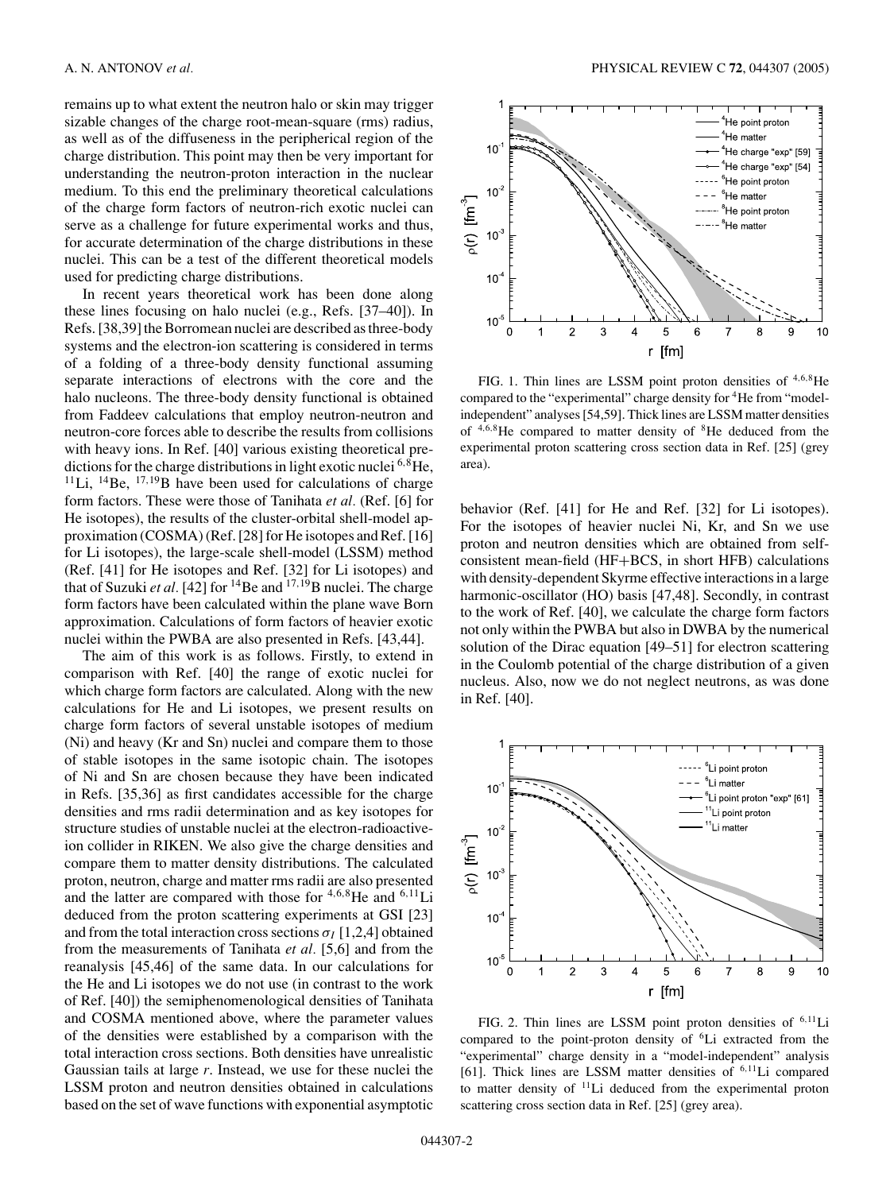remains up to what extent the neutron halo or skin may trigger sizable changes of the charge root-mean-square (rms) radius, as well as of the diffuseness in the peripherical region of the charge distribution. This point may then be very important for understanding the neutron-proton interaction in the nuclear medium. To this end the preliminary theoretical calculations of the charge form factors of neutron-rich exotic nuclei can serve as a challenge for future experimental works and thus, for accurate determination of the charge distributions in these nuclei. This can be a test of the different theoretical models used for predicting charge distributions.

In recent years theoretical work has been done along these lines focusing on halo nuclei (e.g., Refs. [37–40]). In Refs. [38,39] the Borromean nuclei are described as three-body systems and the electron-ion scattering is considered in terms of a folding of a three-body density functional assuming separate interactions of electrons with the core and the halo nucleons. The three-body density functional is obtained from Faddeev calculations that employ neutron-neutron and neutron-core forces able to describe the results from collisions with heavy ions. In Ref. [40] various existing theoretical predictions for the charge distributions in light exotic nuclei $^{6,8}$He, $^{11}$Li, $^{14}$Be, $^{17,19}$B have been used for calculations of charge form factors. These were those of Tanihata *et al.* (Ref. [6] for He isotopes), the results of the cluster-orbital shell-model approximation (COSMA) (Ref. [28] for He isotopes and Ref. [16] for Li isotopes), the large-scale shell-model (LSSM) method (Ref. [41] for He isotopes and Ref. [32] for Li isotopes) and that of Suzuki *et al.* [42] for $^{14}$Be and $^{17,19}$B nuclei. The charge form factors have been calculated within the plane wave Born approximation. Calculations of form factors of heavier exotic nuclei within the PWBA are also presented in Refs. [43,44].

The aim of this work is as follows. Firstly, to extend in comparison with Ref. [40] the range of exotic nuclei for which charge form factors are calculated. Along with the new calculations for He and Li isotopes, we present results on charge form factors of several unstable isotopes of medium (Ni) and heavy (Kr and Sn) nuclei and compare them to those of stable isotopes in the same isotopic chain. The isotopes of Ni and Sn are chosen because they have been indicated in Refs. [35,36] as first candidates accessible for the charge densities and rms radii determination and as key isotopes for structure studies of unstable nuclei at the electron-radioactive-ion collider in RIKEN. We also give the charge densities and compare them to matter density distributions. The calculated proton, neutron, charge and matter rms radii are also presented and the latter are compared with those for $^{4,6,8}$He and $^{6,11}$Li deduced from the proton scattering experiments at GSI [23] and from the total interaction cross sections $\sigma_I$ [1,2,4] obtained from the measurements of Tanihata *et al.* [5,6] and from the reanalysis [45,46] of the same data. In our calculations for the He and Li isotopes we do not use (in contrast to the work of Ref. [40]) the semiphenomenological densities of Tanihata and COSMA mentioned above, where the parameter values of the densities were established by a comparison with the total interaction cross sections. Both densities have unrealistic Gaussian tails at large $r$. Instead, we use for these nuclei the LSSM proton and neutron densities obtained in calculations based on the set of wave functions with exponential asymptotic behavior (Ref. [41] for He and Ref. [32] for Li isotopes). For the isotopes of heavier nuclei Ni, Kr, and Sn we use proton and neutron densities which are obtained from self-consistent mean-field (HF+BCS, in short HFB) calculations with density-dependent Skyrme effective interactions in a large harmonic-oscillator (HO) basis [47,48]. Secondly, in contrast to the work of Ref. [40], we calculate the charge form factors not only within the PWBA but also in DWBA by the numerical solution of the Dirac equation [49–51] for electron scattering in the Coulomb potential of the charge distribution of a given nucleus. Also, now we do not neglect neutrons, as was done in Ref. [40].

FIG. 1. Thin lines are LSSM point proton densities of $^{4,6,8}$He compared to the "experimental" charge density for $^{4}$He from "model-independent" analyses [54,59]. Thick lines are LSSM matter densities of $^{4,6,8}$He compared to matter density of $^{8}$He deduced from the experimental proton scattering cross section data in Ref. [25] (grey area).

FIG. 2. Thin lines are LSSM point proton densities of $^{6,11}$Li compared to the point-proton density of $^{6}$Li extracted from the "experimental" charge density in a "model-independent" analysis [61]. Thick lines are LSSM matter densities of $^{6,11}$Li compared to matter density of $^{11}$Li deduced from the experimental proton scattering cross section data in Ref. [25] (grey area).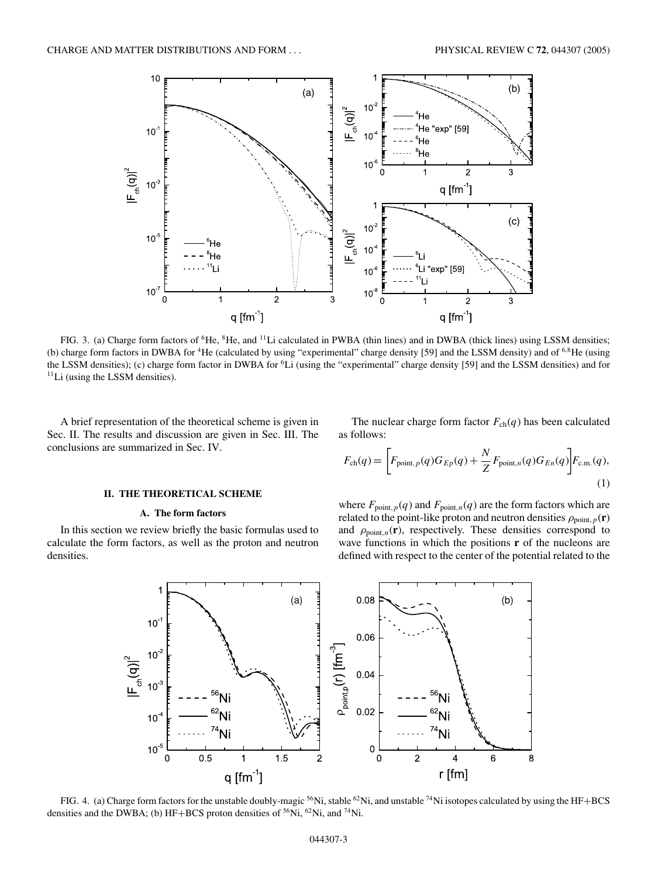FIG. 3. (a) Charge form factors of $^{6}$He, $^{8}$He, and $^{11}$Li calculated in PWBA (thin lines) and in DWBA (thick lines) using LSSM densities; (b) charge form factors in DWBA for $^{4}$He (calculated by using "experimental" charge density [59] and the LSSM density) and of $^{6,8}$He (using the LSSM densities); (c) charge form factor in DWBA for $^{6}$Li (using the "experimental" charge density [59] and the LSSM densities) and for $^{11}$Li (using the LSSM densities).

A brief representation of the theoretical scheme is given in Sec. II. The results and discussion are given in Sec. III. The conclusions are summarized in Sec. IV.

## II. THE THEORETICAL SCHEME

### A. The form factors

In this section we review briefly the basic formulas used to calculate the form factors, as well as the proton and neutron densities.

The nuclear charge form factor $F_{\rm ch}(q)$ has been calculated as follows:

$$F_{\rm ch}(q) = \left[F_{{\rm point},p}(q)G_{Ep}(q) + \frac{N}{Z}F_{{\rm point},n}(q)G_{En}(q)\right]F_{\rm c.m.}(q), \tag{1}$$

where $F_{{\rm point},p}(q)$ and $F_{{\rm point},n}(q)$ are the form factors which are related to the point-like proton and neutron densities $\rho_{{\rm point},p}(\mathbf{r})$ and $\rho_{{\rm point},n}(\mathbf{r})$, respectively. These densities correspond to wave functions in which the positions $\mathbf{r}$ of the nucleons are defined with respect to the center of the potential related to the

FIG. 4. (a) Charge form factors for the unstable doubly-magic $^{56}$Ni, stable $^{62}$Ni, and unstable $^{74}$Ni isotopes calculated by using the HF+BCS densities and the DWBA; (b) HF+BCS proton densities of $^{56}$Ni, $^{62}$Ni, and $^{74}$Ni.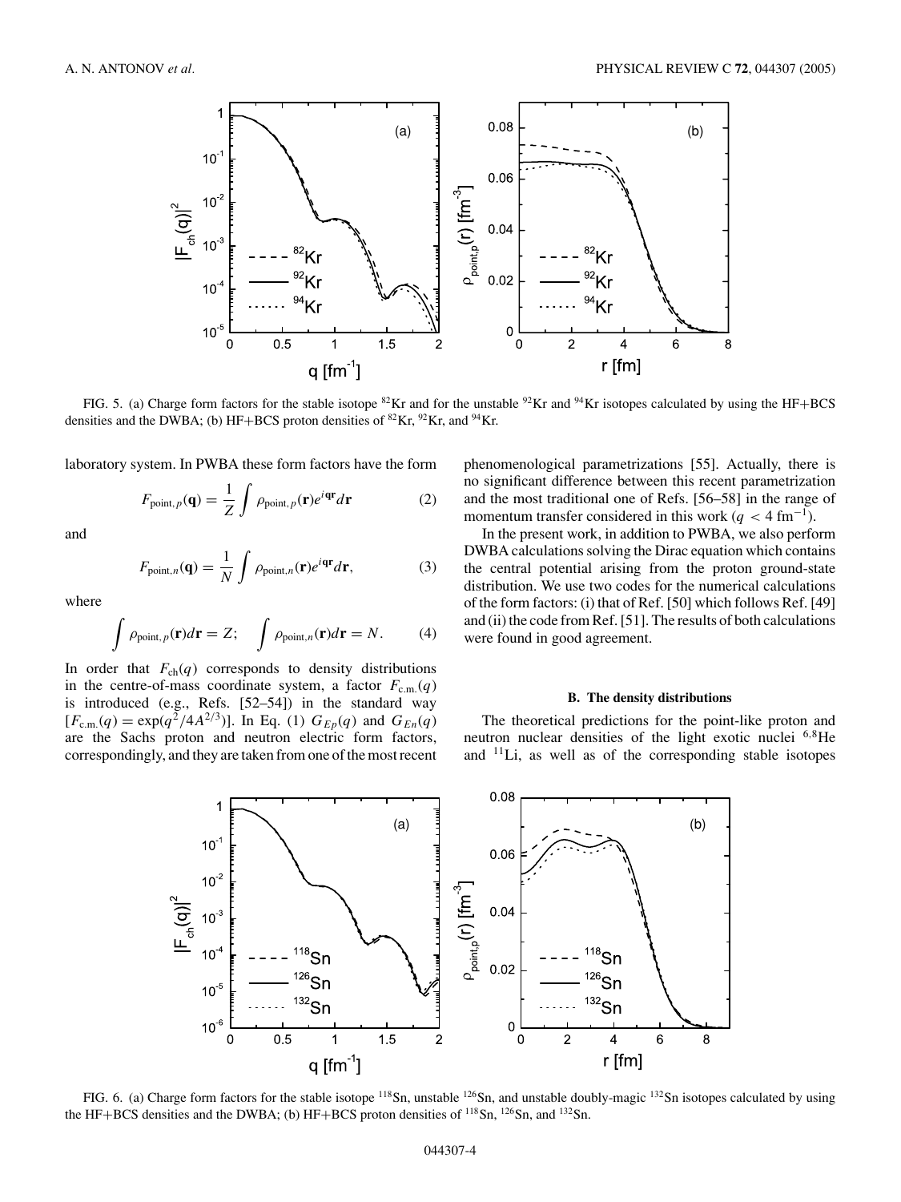FIG. 5. (a) Charge form factors for the stable isotope $^{82}$Kr and for the unstable $^{92}$Kr and $^{94}$Kr isotopes calculated by using the HF+BCS densities and the DWBA; (b) HF+BCS proton densities of $^{82}$Kr, $^{92}$Kr, and $^{94}$Kr.

laboratory system. In PWBA these form factors have the form

$$F_{\text{point},p}(\mathbf{q}) = \frac{1}{Z}\int \rho_{\text{point},p}(\mathbf{r})e^{i\mathbf{qr}}d\mathbf{r} \tag{2}$$

and

$$F_{\text{point},n}(\mathbf{q}) = \frac{1}{N}\int \rho_{\text{point},n}(\mathbf{r})e^{i\mathbf{qr}}d\mathbf{r}, \tag{3}$$

where

$$\int \rho_{\text{point},p}(\mathbf{r})d\mathbf{r} = Z; \quad \int \rho_{\text{point},n}(\mathbf{r})d\mathbf{r} = N. \tag{4}$$

In order that $F_{\text{ch}}(q)$ corresponds to density distributions in the centre-of-mass coordinate system, a factor $F_{\text{c.m.}}(q)$ is introduced (e.g., Refs. [52–54]) in the standard way [$F_{\text{c.m.}}(q) = \exp(q^2/4A^{2/3})$]. In Eq. (1) $G_{Ep}(q)$ and $G_{En}(q)$ are the Sachs proton and neutron electric form factors, correspondingly, and they are taken from one of the most recent phenomenological parametrizations [55]. Actually, there is no significant difference between this recent parametrization and the most traditional one of Refs. [56–58] in the range of momentum transfer considered in this work ($q < 4$ fm$^{-1}$).

In the present work, in addition to PWBA, we also perform DWBA calculations solving the Dirac equation which contains the central potential arising from the proton ground-state distribution. We use two codes for the numerical calculations of the form factors: (i) that of Ref. [50] which follows Ref. [49] and (ii) the code from Ref. [51]. The results of both calculations were found in good agreement.

### B. The density distributions

The theoretical predictions for the point-like proton and neutron nuclear densities of the light exotic nuclei $^{6,8}$He and $^{11}$Li, as well as of the corresponding stable isotopes

FIG. 6. (a) Charge form factors for the stable isotope $^{118}$Sn, unstable $^{126}$Sn, and unstable doubly-magic $^{132}$Sn isotopes calculated by using the HF+BCS densities and the DWBA; (b) HF+BCS proton densities of $^{118}$Sn, $^{126}$Sn, and $^{132}$Sn.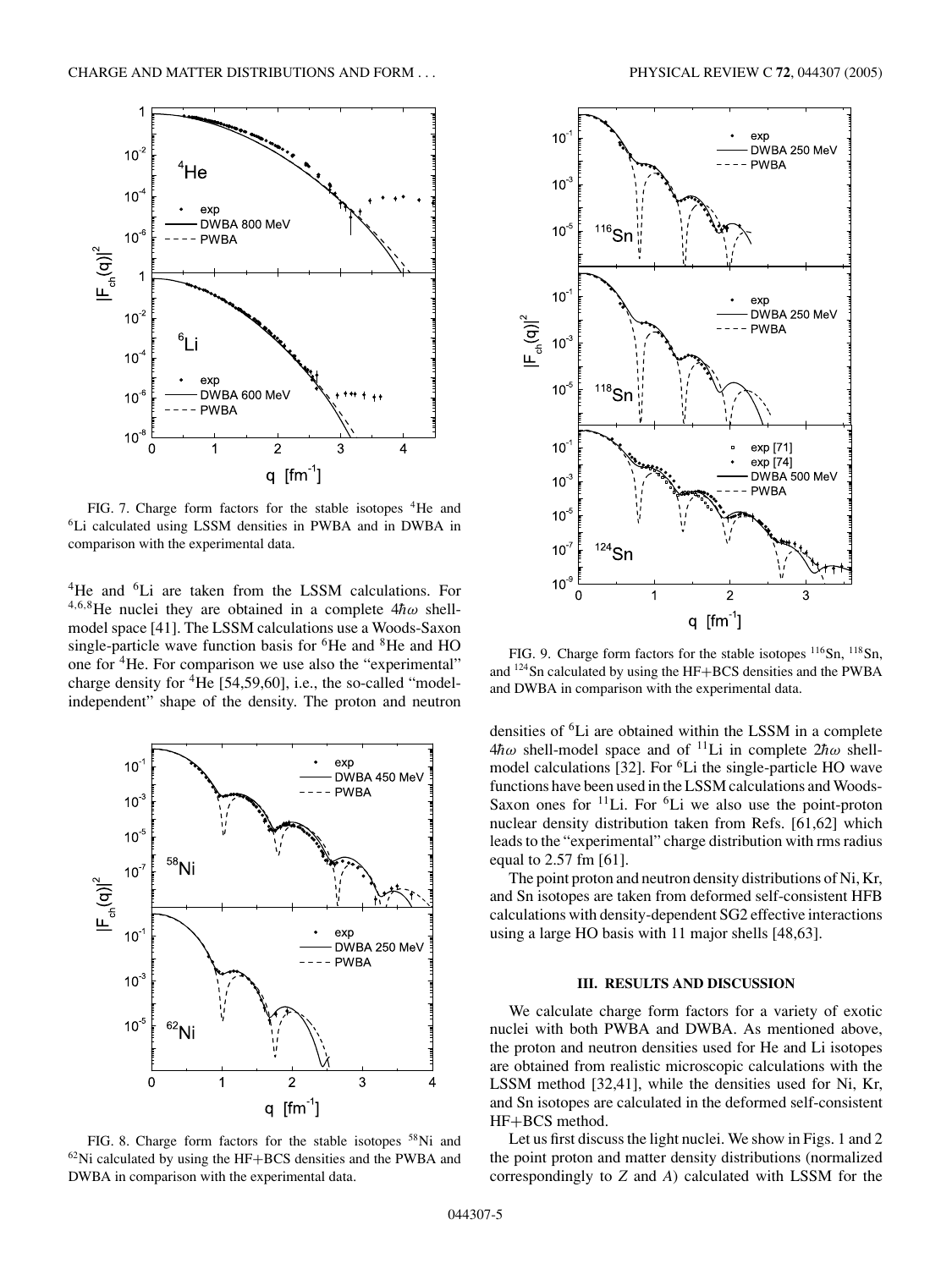FIG. 7. Charge form factors for the stable isotopes $^4$He and $^6$Li calculated using LSSM densities in PWBA and in DWBA in comparison with the experimental data.

$^4$He and $^6$Li are taken from the LSSM calculations. For $^{4,6,8}$He nuclei they are obtained in a complete $4\hbar\omega$ shell-model space [41]. The LSSM calculations use a Woods-Saxon single-particle wave function basis for $^6$He and $^8$He and HO one for $^4$He. For comparison we use also the "experimental" charge density for $^4$He [54,59,60], i.e., the so-called "model-independent" shape of the density. The proton and neutron densities of $^6$Li are obtained within the LSSM in a complete $4\hbar\omega$ shell-model space and of $^{11}$Li in complete $2\hbar\omega$ shell-model calculations [32]. For $^6$Li the single-particle HO wave functions have been used in the LSSM calculations and Woods-Saxon ones for $^{11}$Li. For $^6$Li we also use the point-proton nuclear density distribution taken from Refs. [61,62] which leads to the "experimental" charge distribution with rms radius equal to 2.57 fm [61].

The point proton and neutron density distributions of Ni, Kr, and Sn isotopes are taken from deformed self-consistent HFB calculations with density-dependent SG2 effective interactions using a large HO basis with 11 major shells [48,63].

FIG. 8. Charge form factors for the stable isotopes $^{58}$Ni and $^{62}$Ni calculated by using the HF+BCS densities and the PWBA and DWBA in comparison with the experimental data.

FIG. 9. Charge form factors for the stable isotopes $^{116}$Sn, $^{118}$Sn, and $^{124}$Sn calculated by using the HF+BCS densities and the PWBA and DWBA in comparison with the experimental data.

## III. RESULTS AND DISCUSSION

We calculate charge form factors for a variety of exotic nuclei with both PWBA and DWBA. As mentioned above, the proton and neutron densities used for He and Li isotopes are obtained from realistic microscopic calculations with the LSSM method [32,41], while the densities used for Ni, Kr, and Sn isotopes are calculated in the deformed self-consistent HF+BCS method.

Let us first discuss the light nuclei. We show in Figs. 1 and 2 the point proton and matter density distributions (normalized correspondingly to $Z$ and $A$) calculated with LSSM for the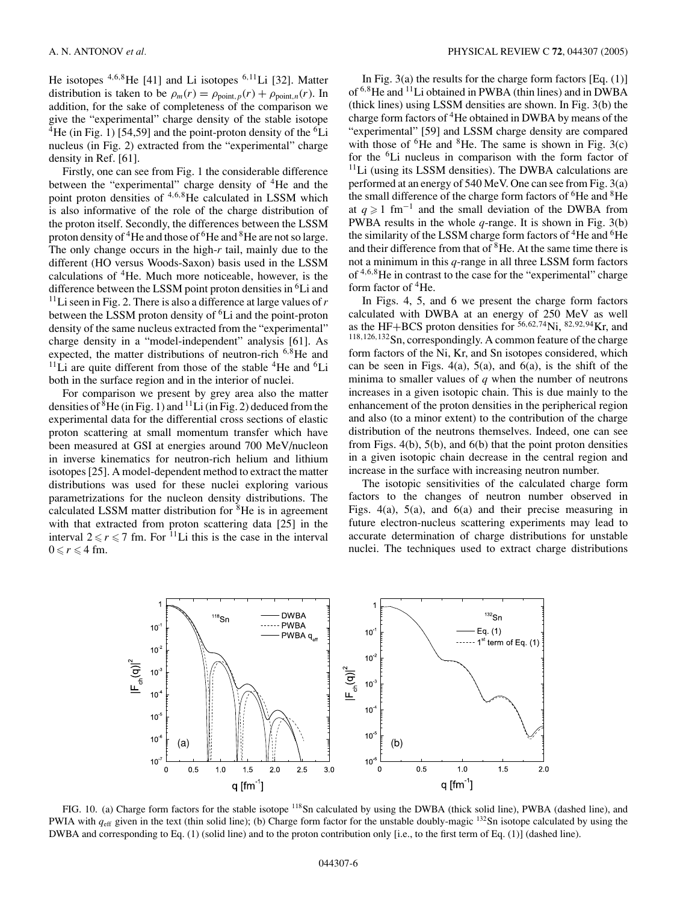He isotopes $^{4,6,8}$He [41] and Li isotopes $^{6,11}$Li [32]. Matter distribution is taken to be $\rho_m(r) = \rho_{\text{point},p}(r) + \rho_{\text{point},n}(r)$. In addition, for the sake of completeness of the comparison we give the "experimental" charge density of the stable isotope $^4$He (in Fig. 1) [54,59] and the point-proton density of the $^6$Li nucleus (in Fig. 2) extracted from the "experimental" charge density in Ref. [61].

Firstly, one can see from Fig. 1 the considerable difference between the "experimental" charge density of $^4$He and the point proton densities of $^{4,6,8}$He calculated in LSSM which is also informative of the role of the charge distribution of the proton itself. Secondly, the differences between the LSSM proton density of $^4$He and those of $^6$He and $^8$He are not so large. The only change occurs in the high-$r$ tail, mainly due to the different (HO versus Woods-Saxon) basis used in the LSSM calculations of $^4$He. Much more noticeable, however, is the difference between the LSSM point proton densities in $^6$Li and $^{11}$Li seen in Fig. 2. There is also a difference at large values of $r$ between the LSSM proton density of $^6$Li and the point-proton density of the same nucleus extracted from the "experimental" charge density in a "model-independent" analysis [61]. As expected, the matter distributions of neutron-rich $^{6,8}$He and $^{11}$Li are quite different from those of the stable $^4$He and $^6$Li both in the surface region and in the interior of nuclei.

For comparison we present by grey area also the matter densities of $^8$He (in Fig. 1) and $^{11}$Li (in Fig. 2) deduced from the experimental data for the differential cross sections of elastic proton scattering at small momentum transfer which have been measured at GSI at energies around 700 MeV/nucleon in inverse kinematics for neutron-rich helium and lithium isotopes [25]. A model-dependent method to extract the matter distributions was used for these nuclei exploring various parametrizations for the nucleon density distributions. The calculated LSSM matter distribution for $^8$He is in agreement with that extracted from proton scattering data [25] in the interval $2 \leqslant r \leqslant 7$ fm. For $^{11}$Li this is the case in the interval $0 \leqslant r \leqslant 4$ fm.

In Fig. 3(a) the results for the charge form factors [Eq. (1)] of $^{6,8}$He and $^{11}$Li obtained in PWBA (thin lines) and in DWBA (thick lines) using LSSM densities are shown. In Fig. 3(b) the charge form factors of $^4$He obtained in DWBA by means of the "experimental" [59] and LSSM charge density are compared with those of $^6$He and $^8$He. The same is shown in Fig. 3(c) for the $^6$Li nucleus in comparison with the form factor of $^{11}$Li (using its LSSM densities). The DWBA calculations are performed at an energy of 540 MeV. One can see from Fig. 3(a) the small difference of the charge form factors of $^6$He and $^8$He at $q \geqslant 1$ fm$^{-1}$ and the small deviation of the DWBA from PWBA results in the whole $q$-range. It is shown in Fig. 3(b) the similarity of the LSSM charge form factors of $^4$He and $^6$He and their difference from that of $^8$He. At the same time there is not a minimum in this $q$-range in all three LSSM form factors of $^{4,6,8}$He in contrast to the case for the "experimental" charge form factor of $^4$He.

In Figs. 4, 5, and 6 we present the charge form factors calculated with DWBA at an energy of 250 MeV as well as the HF+BCS proton densities for $^{56,62,74}$Ni, $^{82,92,94}$Kr, and $^{118,126,132}$Sn, correspondingly. A common feature of the charge form factors of the Ni, Kr, and Sn isotopes considered, which can be seen in Figs. 4(a), 5(a), and 6(a), is the shift of the minima to smaller values of $q$ when the number of neutrons increases in a given isotopic chain. This is due mainly to the enhancement of the proton densities in the peripherical region and also (to a minor extent) to the contribution of the charge distribution of the neutrons themselves. Indeed, one can see from Figs. 4(b), 5(b), and 6(b) that the point proton densities in a given isotopic chain decrease in the central region and increase in the surface with increasing neutron number.

The isotopic sensitivities of the calculated charge form factors to the changes of neutron number observed in Figs. 4(a), 5(a), and 6(a) and their precise measuring in future electron-nucleus scattering experiments may lead to accurate determination of charge distributions for unstable nuclei. The techniques used to extract charge distributions

FIG. 10. (a) Charge form factors for the stable isotope $^{118}$Sn calculated by using the DWBA (thick solid line), PWBA (dashed line), and PWIA with $q_{\text{eff}}$ given in the text (thin solid line); (b) Charge form factor for the unstable doubly-magic $^{132}$Sn isotope calculated by using the DWBA and corresponding to Eq. (1) (solid line) and to the proton contribution only [i.e., to the first term of Eq. (1)] (dashed line).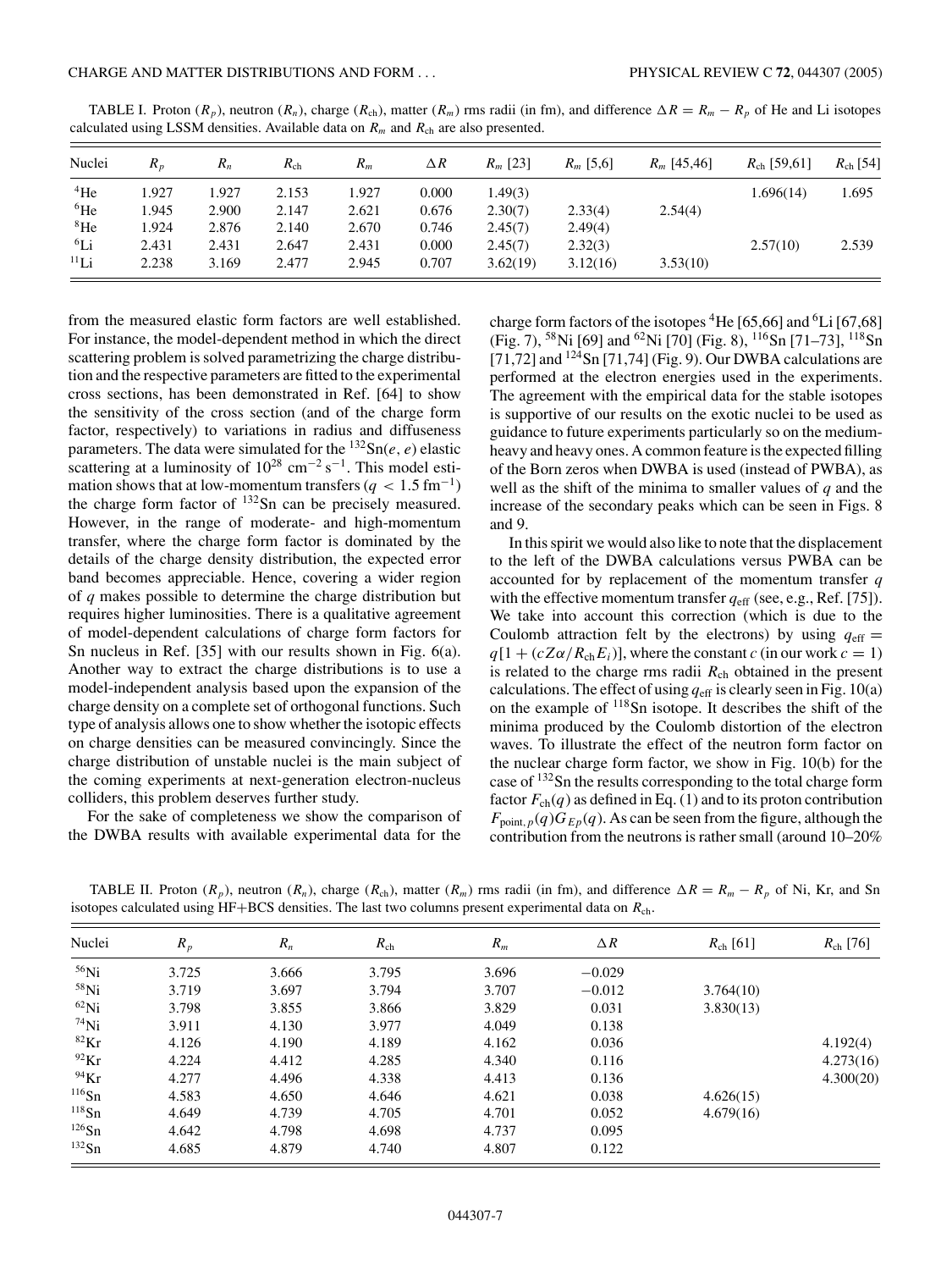TABLE I. Proton ($R_p$), neutron ($R_n$), charge ($R_{\rm ch}$), matter ($R_m$) rms radii (in fm), and difference $\Delta R = R_m - R_p$ of He and Li isotopes calculated using LSSM densities. Available data on $R_m$ and $R_{\rm ch}$ are also presented.

| Nuclei | $R_p$ | $R_n$ | $R_{\rm ch}$ | $R_m$ | $\Delta R$ | $R_m$ [23] | $R_m$ [5,6] | $R_m$ [45,46] | $R_{\rm ch}$ [59,61] | $R_{\rm ch}$ [54] |
|---|---|---|---|---|---|---|---|---|---|---|
| $^4$He | 1.927 | 1.927 | 2.153 | 1.927 | 0.000 | 1.49(3) | | | 1.696(14) | 1.695 |
| $^6$He | 1.945 | 2.900 | 2.147 | 2.621 | 0.676 | 2.30(7) | 2.33(4) | 2.54(4) | | |
| $^8$He | 1.924 | 2.876 | 2.140 | 2.670 | 0.746 | 2.45(7) | 2.49(4) | | | |
| $^6$Li | 2.431 | 2.431 | 2.647 | 2.431 | 0.000 | 2.45(7) | 2.32(3) | | 2.57(10) | 2.539 |
| $^{11}$Li | 2.238 | 3.169 | 2.477 | 2.945 | 0.707 | 3.62(19) | 3.12(16) | 3.53(10) | | |

from the measured elastic form factors are well established. For instance, the model-dependent method in which the direct scattering problem is solved parametrizing the charge distribution and the respective parameters are fitted to the experimental cross sections, has been demonstrated in Ref. [64] to show the sensitivity of the cross section (and of the charge form factor, respectively) to variations in radius and diffuseness parameters. The data were simulated for the $^{132}$Sn$(e, e)$ elastic scattering at a luminosity of $10^{28}$ cm$^{-2}$ s$^{-1}$. This model estimation shows that at low-momentum transfers ($q < 1.5$ fm$^{-1}$) the charge form factor of $^{132}$Sn can be precisely measured. However, in the range of moderate- and high-momentum transfer, where the charge form factor is dominated by the details of the charge density distribution, the expected error band becomes appreciable. Hence, covering a wider region of $q$ makes possible to determine the charge distribution but requires higher luminosities. There is a qualitative agreement of model-dependent calculations of charge form factors for Sn nucleus in Ref. [35] with our results shown in Fig. 6(a). Another way to extract the charge distributions is to use a model-independent analysis based upon the expansion of the charge density on a complete set of orthogonal functions. Such type of analysis allows one to show whether the isotopic effects on charge densities can be measured convincingly. Since the charge distribution of unstable nuclei is the main subject of the coming experiments at next-generation electron-nucleus colliders, this problem deserves further study.

For the sake of completeness we show the comparison of the DWBA results with available experimental data for the charge form factors of the isotopes $^4$He [65,66] and $^6$Li [67,68] (Fig. 7), $^{58}$Ni [69] and $^{62}$Ni [70] (Fig. 8), $^{116}$Sn [71–73], $^{118}$Sn [71,72] and $^{124}$Sn [71,74] (Fig. 9). Our DWBA calculations are performed at the electron energies used in the experiments. The agreement with the empirical data for the stable isotopes is supportive of our results on the exotic nuclei to be used as guidance to future experiments particularly so on the medium-heavy and heavy ones. A common feature is the expected filling of the Born zeros when DWBA is used (instead of PWBA), as well as the shift of the minima to smaller values of $q$ and the increase of the secondary peaks which can be seen in Figs. 8 and 9.

In this spirit we would also like to note that the displacement to the left of the DWBA calculations versus PWBA can be accounted for by replacement of the momentum transfer $q$ with the effective momentum transfer $q_{\rm eff}$ (see, e.g., Ref. [75]). We take into account this correction (which is due to the Coulomb attraction felt by the electrons) by using $q_{\rm eff} = q[1 + (cZ\alpha/R_{\rm ch}E_i)]$, where the constant $c$ (in our work $c = 1$) is related to the charge rms radii $R_{\rm ch}$ obtained in the present calculations. The effect of using $q_{\rm eff}$ is clearly seen in Fig. 10(a) on the example of $^{118}$Sn isotope. It describes the shift of the minima produced by the Coulomb distortion of the electron waves. To illustrate the effect of the neutron form factor on the nuclear charge form factor, we show in Fig. 10(b) for the case of $^{132}$Sn the results corresponding to the total charge form factor $F_{\rm ch}(q)$ as defined in Eq. (1) and to its proton contribution $F_{{\rm point},p}(q)G_{Ep}(q)$. As can be seen from the figure, although the contribution from the neutrons is rather small (around 10–20%

TABLE II. Proton ($R_p$), neutron ($R_n$), charge ($R_{\rm ch}$), matter ($R_m$) rms radii (in fm), and difference $\Delta R = R_m - R_p$ of Ni, Kr, and Sn isotopes calculated using HF+BCS densities. The last two columns present experimental data on $R_{\rm ch}$.

| Nuclei | $R_p$ | $R_n$ | $R_{\rm ch}$ | $R_m$ | $\Delta R$ | $R_{\rm ch}$ [61] | $R_{\rm ch}$ [76] |
|---|---|---|---|---|---|---|---|
| $^{56}$Ni | 3.725 | 3.666 | 3.795 | 3.696 | −0.029 | | |
| $^{58}$Ni | 3.719 | 3.697 | 3.794 | 3.707 | −0.012 | 3.764(10) | |
| $^{62}$Ni | 3.798 | 3.855 | 3.866 | 3.829 | 0.031 | 3.830(13) | |
| $^{74}$Ni | 3.911 | 4.130 | 3.977 | 4.049 | 0.138 | | |
| $^{82}$Kr | 4.126 | 4.190 | 4.189 | 4.162 | 0.036 | | 4.192(4) |
| $^{92}$Kr | 4.224 | 4.412 | 4.285 | 4.340 | 0.116 | | 4.273(16) |
| $^{94}$Kr | 4.277 | 4.496 | 4.338 | 4.413 | 0.136 | | 4.300(20) |
| $^{116}$Sn | 4.583 | 4.650 | 4.646 | 4.621 | 0.038 | 4.626(15) | |
| $^{118}$Sn | 4.649 | 4.739 | 4.705 | 4.701 | 0.052 | 4.679(16) | |
| $^{126}$Sn | 4.642 | 4.798 | 4.698 | 4.737 | 0.095 | | |
| $^{132}$Sn | 4.685 | 4.879 | 4.740 | 4.807 | 0.122 | | |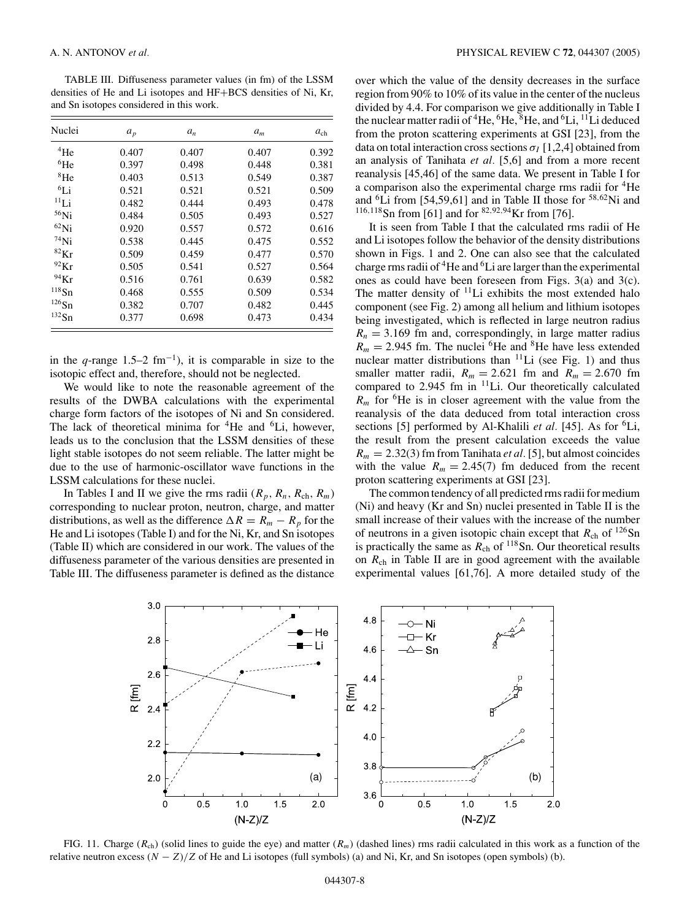TABLE III. Diffuseness parameter values (in fm) of the LSSM densities of He and Li isotopes and HF+BCS densities of Ni, Kr, and Sn isotopes considered in this work.

| Nuclei | $a_p$ | $a_n$ | $a_m$ | $a_{ch}$ |
|---|---|---|---|---|
| $^{4}$He | 0.407 | 0.407 | 0.407 | 0.392 |
| $^{6}$He | 0.397 | 0.498 | 0.448 | 0.381 |
| $^{8}$He | 0.403 | 0.513 | 0.549 | 0.387 |
| $^{6}$Li | 0.521 | 0.521 | 0.521 | 0.509 |
| $^{11}$Li | 0.482 | 0.444 | 0.493 | 0.478 |
| $^{56}$Ni | 0.484 | 0.505 | 0.493 | 0.527 |
| $^{62}$Ni | 0.920 | 0.557 | 0.572 | 0.616 |
| $^{74}$Ni | 0.538 | 0.445 | 0.475 | 0.552 |
| $^{82}$Kr | 0.509 | 0.459 | 0.477 | 0.570 |
| $^{92}$Kr | 0.505 | 0.541 | 0.527 | 0.564 |
| $^{94}$Kr | 0.516 | 0.761 | 0.639 | 0.582 |
| $^{118}$Sn | 0.468 | 0.555 | 0.509 | 0.534 |
| $^{126}$Sn | 0.382 | 0.707 | 0.482 | 0.445 |
| $^{132}$Sn | 0.377 | 0.698 | 0.473 | 0.434 |

in the $q$-range 1.5–2 fm$^{-1}$), it is comparable in size to the isotopic effect and, therefore, should not be neglected.

We would like to note the reasonable agreement of the results of the DWBA calculations with the experimental charge form factors of the isotopes of Ni and Sn considered. The lack of theoretical minima for $^{4}$He and $^{6}$Li, however, leads us to the conclusion that the LSSM densities of these light stable isotopes do not seem reliable. The latter might be due to the use of harmonic-oscillator wave functions in the LSSM calculations for these nuclei.

In Tables I and II we give the rms radii ($R_p$, $R_n$, $R_{ch}$, $R_m$) corresponding to nuclear proton, neutron, charge, and matter distributions, as well as the difference $\Delta R = R_m - R_p$ for the He and Li isotopes (Table I) and for the Ni, Kr, and Sn isotopes (Table II) which are considered in our work. The values of the diffuseness parameter of the various densities are presented in Table III. The diffuseness parameter is defined as the distance over which the value of the density decreases in the surface region from 90% to 10% of its value in the center of the nucleus divided by 4.4. For comparison we give additionally in Table I the nuclear matter radii of $^{4}$He, $^{6}$He, $^{8}$He, and $^{6}$Li, $^{11}$Li deduced from the proton scattering experiments at GSI [23], from the data on total interaction cross sections $\sigma_I$ [1,2,4] obtained from an analysis of Tanihata *et al.* [5,6] and from a more recent reanalysis [45,46] of the same data. We present in Table I for a comparison also the experimental charge rms radii for $^{4}$He and $^{6}$Li from [54,59,61] and in Table II those for $^{58,62}$Ni and $^{116,118}$Sn from [61] and for $^{82,92,94}$Kr from [76].

It is seen from Table I that the calculated rms radii of He and Li isotopes follow the behavior of the density distributions shown in Figs. 1 and 2. One can also see that the calculated charge rms radii of $^{4}$He and $^{6}$Li are larger than the experimental ones as could have been foreseen from Figs. 3(a) and 3(c). The matter density of $^{11}$Li exhibits the most extended halo component (see Fig. 2) among all helium and lithium isotopes being investigated, which is reflected in large neutron radius $R_n = 3.169$ fm and, correspondingly, in large matter radius $R_m = 2.945$ fm. The nuclei $^{6}$He and $^{8}$He have less extended nuclear matter distributions than $^{11}$Li (see Fig. 1) and thus smaller matter radii, $R_m = 2.621$ fm and $R_m = 2.670$ fm compared to 2.945 fm in $^{11}$Li. Our theoretically calculated $R_m$ for $^{6}$He is in closer agreement with the value from the reanalysis of the data deduced from total interaction cross sections [5] performed by Al-Khalili *et al.* [45]. As for $^{6}$Li, the result from the present calculation exceeds the value $R_m = 2.32(3)$ fm from Tanihata *et al.* [5], but almost coincides with the value $R_m = 2.45(7)$ fm deduced from the recent proton scattering experiments at GSI [23].

The common tendency of all predicted rms radii for medium (Ni) and heavy (Kr and Sn) nuclei presented in Table II is the small increase of their values with the increase of the number of neutrons in a given isotopic chain except that $R_{ch}$ of $^{126}$Sn is practically the same as $R_{ch}$ of $^{118}$Sn. Our theoretical results on $R_{ch}$ in Table II are in good agreement with the available experimental values [61,76]. A more detailed study of the

FIG. 11. Charge ($R_{ch}$) (solid lines to guide the eye) and matter ($R_m$) (dashed lines) rms radii calculated in this work as a function of the relative neutron excess $(N - Z)/Z$ of He and Li isotopes (full symbols) (a) and Ni, Kr, and Sn isotopes (open symbols) (b).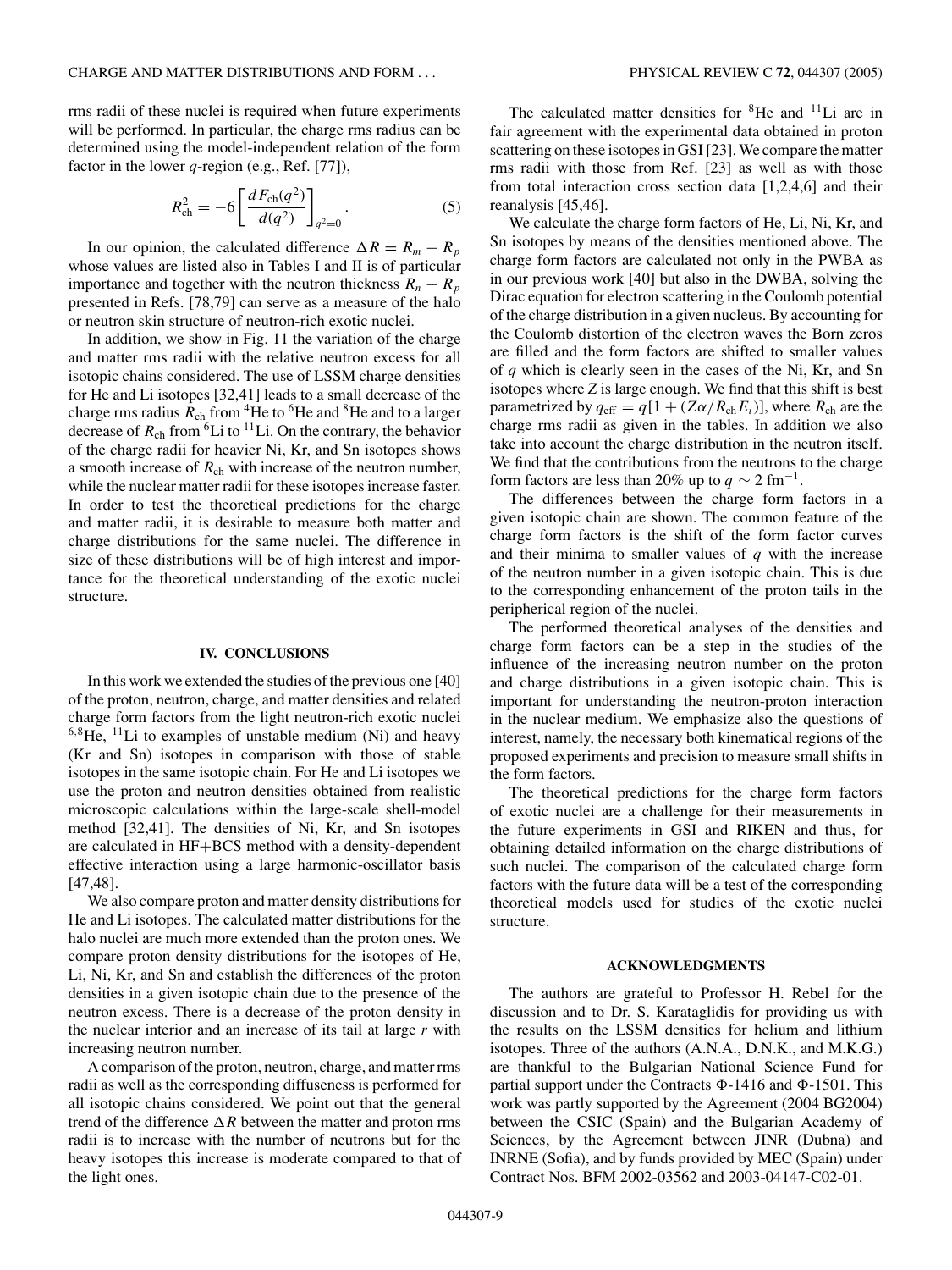rms radii of these nuclei is required when future experiments will be performed. In particular, the charge rms radius can be determined using the model-independent relation of the form factor in the lower $q$-region (e.g., Ref. [77]),

$$R_{\rm ch}^2 = -6\left[\frac{dF_{\rm ch}(q^2)}{d(q^2)}\right]_{q^2=0}. \quad (5)$$

In our opinion, the calculated difference $\Delta R = R_m - R_p$ whose values are listed also in Tables I and II is of particular importance and together with the neutron thickness $R_n - R_p$ presented in Refs. [78,79] can serve as a measure of the halo or neutron skin structure of neutron-rich exotic nuclei.

In addition, we show in Fig. 11 the variation of the charge and matter rms radii with the relative neutron excess for all isotopic chains considered. The use of LSSM charge densities for He and Li isotopes [32,41] leads to a small decrease of the charge rms radius $R_{\rm ch}$ from $^4$He to $^6$He and $^8$He and to a larger decrease of $R_{\rm ch}$ from $^6$Li to $^{11}$Li. On the contrary, the behavior of the charge radii for heavier Ni, Kr, and Sn isotopes shows a smooth increase of $R_{\rm ch}$ with increase of the neutron number, while the nuclear matter radii for these isotopes increase faster. In order to test the theoretical predictions for the charge and matter radii, it is desirable to measure both matter and charge distributions for the same nuclei. The difference in size of these distributions will be of high interest and importance for the theoretical understanding of the exotic nuclei structure.

## IV. CONCLUSIONS

In this work we extended the studies of the previous one [40] of the proton, neutron, charge, and matter densities and related charge form factors from the light neutron-rich exotic nuclei $^{6,8}$He, $^{11}$Li to examples of unstable medium (Ni) and heavy (Kr and Sn) isotopes in comparison with those of stable isotopes in the same isotopic chain. For He and Li isotopes we use the proton and neutron densities obtained from realistic microscopic calculations within the large-scale shell-model method [32,41]. The densities of Ni, Kr, and Sn isotopes are calculated in HF+BCS method with a density-dependent effective interaction using a large harmonic-oscillator basis [47,48].

We also compare proton and matter density distributions for He and Li isotopes. The calculated matter distributions for the halo nuclei are much more extended than the proton ones. We compare proton density distributions for the isotopes of He, Li, Ni, Kr, and Sn and establish the differences of the proton densities in a given isotopic chain due to the presence of the neutron excess. There is a decrease of the proton density in the nuclear interior and an increase of its tail at large $r$ with increasing neutron number.

A comparison of the proton, neutron, charge, and matter rms radii as well as the corresponding diffuseness is performed for all isotopic chains considered. We point out that the general trend of the difference $\Delta R$ between the matter and proton rms radii is to increase with the number of neutrons but for the heavy isotopes this increase is moderate compared to that of the light ones.

The calculated matter densities for $^8$He and $^{11}$Li are in fair agreement with the experimental data obtained in proton scattering on these isotopes in GSI [23]. We compare the matter rms radii with those from Ref. [23] as well as with those from total interaction cross section data [1,2,4,6] and their reanalysis [45,46].

We calculate the charge form factors of He, Li, Ni, Kr, and Sn isotopes by means of the densities mentioned above. The charge form factors are calculated not only in the PWBA as in our previous work [40] but also in the DWBA, solving the Dirac equation for electron scattering in the Coulomb potential of the charge distribution in a given nucleus. By accounting for the Coulomb distortion of the electron waves the Born zeros are filled and the form factors are shifted to smaller values of $q$ which is clearly seen in the cases of the Ni, Kr, and Sn isotopes where $Z$ is large enough. We find that this shift is best parametrized by $q_{\rm eff} = q[1 + (Z\alpha/R_{\rm ch}E_i)]$, where $R_{\rm ch}$ are the charge rms radii as given in the tables. In addition we also take into account the charge distribution in the neutron itself. We find that the contributions from the neutrons to the charge form factors are less than 20% up to $q \sim 2$ fm$^{-1}$.

The differences between the charge form factors in a given isotopic chain are shown. The common feature of the charge form factors is the shift of the form factor curves and their minima to smaller values of $q$ with the increase of the neutron number in a given isotopic chain. This is due to the corresponding enhancement of the proton tails in the peripherical region of the nuclei.

The performed theoretical analyses of the densities and charge form factors can be a step in the studies of the influence of the increasing neutron number on the proton and charge distributions in a given isotopic chain. This is important for understanding the neutron-proton interaction in the nuclear medium. We emphasize also the questions of interest, namely, the necessary both kinematical regions of the proposed experiments and precision to measure small shifts in the form factors.

The theoretical predictions for the charge form factors of exotic nuclei are a challenge for their measurements in the future experiments in GSI and RIKEN and thus, for obtaining detailed information on the charge distributions of such nuclei. The comparison of the calculated charge form factors with the future data will be a test of the corresponding theoretical models used for studies of the exotic nuclei structure.

## ACKNOWLEDGMENTS

The authors are grateful to Professor H. Rebel for the discussion and to Dr. S. Karataglidis for providing us with the results on the LSSM densities for helium and lithium isotopes. Three of the authors (A.N.A., D.N.K., and M.K.G.) are thankful to the Bulgarian National Science Fund for partial support under the Contracts Φ-1416 and Φ-1501. This work was partly supported by the Agreement (2004 BG2004) between the CSIC (Spain) and the Bulgarian Academy of Sciences, by the Agreement between JINR (Dubna) and INRNE (Sofia), and by funds provided by MEC (Spain) under Contract Nos. BFM 2002-03562 and 2003-04147-C02-01.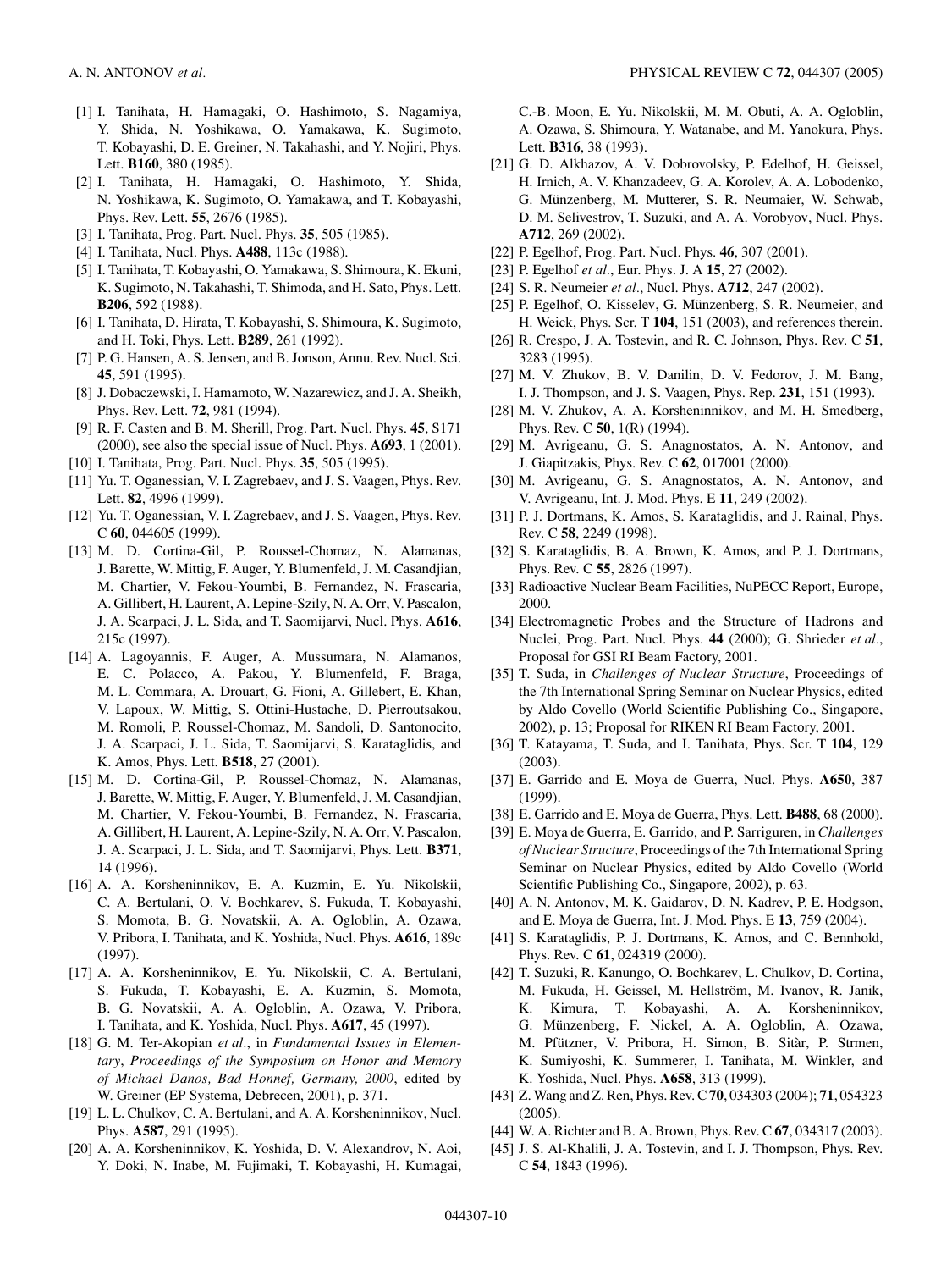- [1] I. Tanihata, H. Hamagaki, O. Hashimoto, S. Nagamiya, Y. Shida, N. Yoshikawa, O. Yamakawa, K. Sugimoto, T. Kobayashi, D. E. Greiner, N. Takahashi, and Y. Nojiri, Phys. Lett. **B160**, 380 (1985).
- [2] I. Tanihata, H. Hamagaki, O. Hashimoto, Y. Shida, N. Yoshikawa, K. Sugimoto, O. Yamakawa, and T. Kobayashi, Phys. Rev. Lett. **55**, 2676 (1985).
- [3] I. Tanihata, Prog. Part. Nucl. Phys. **35**, 505 (1985).
- [4] I. Tanihata, Nucl. Phys. **A488**, 113c (1988).
- [5] I. Tanihata, T. Kobayashi, O. Yamakawa, S. Shimoura, K. Ekuni, K. Sugimoto, N. Takahashi, T. Shimoda, and H. Sato, Phys. Lett. **B206**, 592 (1988).
- [6] I. Tanihata, D. Hirata, T. Kobayashi, S. Shimoura, K. Sugimoto, and H. Toki, Phys. Lett. **B289**, 261 (1992).
- [7] P. G. Hansen, A. S. Jensen, and B. Jonson, Annu. Rev. Nucl. Sci. **45**, 591 (1995).
- [8] J. Dobaczewski, I. Hamamoto, W. Nazarewicz, and J. A. Sheikh, Phys. Rev. Lett. **72**, 981 (1994).
- [9] R. F. Casten and B. M. Sherill, Prog. Part. Nucl. Phys. **45**, S171 (2000), see also the special issue of Nucl. Phys. **A693**, 1 (2001).
- [10] I. Tanihata, Prog. Part. Nucl. Phys. **35**, 505 (1995).
- [11] Yu. T. Oganessian, V. I. Zagrebaev, and J. S. Vaagen, Phys. Rev. Lett. **82**, 4996 (1999).
- [12] Yu. T. Oganessian, V. I. Zagrebaev, and J. S. Vaagen, Phys. Rev. C **60**, 044605 (1999).
- [13] M. D. Cortina-Gil, P. Roussel-Chomaz, N. Alamanas, J. Barette, W. Mittig, F. Auger, Y. Blumenfeld, J. M. Casandjian, M. Chartier, V. Fekou-Youmbi, B. Fernandez, N. Frascaria, A. Gillibert, H. Laurent, A. Lepine-Szily, N. A. Orr, V. Pascalon, J. A. Scarpaci, J. L. Sida, and T. Saomijarvi, Nucl. Phys. **A616**, 215c (1997).
- [14] A. Lagoyannis, F. Auger, A. Mussumara, N. Alamanos, E. C. Polacco, A. Pakou, Y. Blumenfeld, F. Braga, M. L. Commara, A. Drouart, G. Fioni, A. Gillebert, E. Khan, V. Lapoux, W. Mittig, S. Ottini-Hustache, D. Pierroutsakou, M. Romoli, P. Roussel-Chomaz, M. Sandoli, D. Santonocito, J. A. Scarpaci, J. L. Sida, T. Saomijarvi, S. Karataglidis, and K. Amos, Phys. Lett. **B518**, 27 (2001).
- [15] M. D. Cortina-Gil, P. Roussel-Chomaz, N. Alamanas, J. Barette, W. Mittig, F. Auger, Y. Blumenfeld, J. M. Casandjian, M. Chartier, V. Fekou-Youmbi, B. Fernandez, N. Frascaria, A. Gillibert, H. Laurent, A. Lepine-Szily, N. A. Orr, V. Pascalon, J. A. Scarpaci, J. L. Sida, and T. Saomijarvi, Phys. Lett. **B371**, 14 (1996).
- [16] A. A. Korsheninnikov, E. A. Kuzmin, E. Yu. Nikolskii, C. A. Bertulani, O. V. Bochkarev, S. Fukuda, T. Kobayashi, S. Momota, B. G. Novatskii, A. A. Ogloblin, A. Ozawa, V. Pribora, I. Tanihata, and K. Yoshida, Nucl. Phys. **A616**, 189c (1997).
- [17] A. A. Korsheninnikov, E. Yu. Nikolskii, C. A. Bertulani, S. Fukuda, T. Kobayashi, E. A. Kuzmin, S. Momota, B. G. Novatskii, A. A. Ogloblin, A. Ozawa, V. Pribora, I. Tanihata, and K. Yoshida, Nucl. Phys. **A617**, 45 (1997).
- [18] G. M. Ter-Akopian *et al*., in *Fundamental Issues in Elementary*, *Proceedings of the Symposium on Honor and Memory of Michael Danos, Bad Honnef, Germany, 2000*, edited by W. Greiner (EP Systema, Debrecen, 2001), p. 371.
- [19] L. L. Chulkov, C. A. Bertulani, and A. A. Korsheninnikov, Nucl. Phys. **A587**, 291 (1995).
- [20] A. A. Korsheninnikov, K. Yoshida, D. V. Alexandrov, N. Aoi, Y. Doki, N. Inabe, M. Fujimaki, T. Kobayashi, H. Kumagai, C.-B. Moon, E. Yu. Nikolskii, M. M. Obuti, A. A. Ogloblin, A. Ozawa, S. Shimoura, Y. Watanabe, and M. Yanokura, Phys. Lett. **B316**, 38 (1993).
- [21] G. D. Alkhazov, A. V. Dobrovolsky, P. Edelhof, H. Geissel, H. Irnich, A. V. Khanzadeev, G. A. Korolev, A. A. Lobodenko, G. Münzenberg, M. Mutterer, S. R. Neumaier, W. Schwab, D. M. Selivestrov, T. Suzuki, and A. A. Vorobyov, Nucl. Phys. **A712**, 269 (2002).
- [22] P. Egelhof, Prog. Part. Nucl. Phys. **46**, 307 (2001).
- [23] P. Egelhof *et al*., Eur. Phys. J. A **15**, 27 (2002).
- [24] S. R. Neumeier *et al*., Nucl. Phys. **A712**, 247 (2002).
- [25] P. Egelhof, O. Kisselev, G. Münzenberg, S. R. Neumeier, and H. Weick, Phys. Scr. T **104**, 151 (2003), and references therein.
- [26] R. Crespo, J. A. Tostevin, and R. C. Johnson, Phys. Rev. C **51**, 3283 (1995).
- [27] M. V. Zhukov, B. V. Danilin, D. V. Fedorov, J. M. Bang, I. J. Thompson, and J. S. Vaagen, Phys. Rep. **231**, 151 (1993).
- [28] M. V. Zhukov, A. A. Korsheninnikov, and M. H. Smedberg, Phys. Rev. C **50**, 1(R) (1994).
- [29] M. Avrigeanu, G. S. Anagnostatos, A. N. Antonov, and J. Giapitzakis, Phys. Rev. C **62**, 017001 (2000).
- [30] M. Avrigeanu, G. S. Anagnostatos, A. N. Antonov, and V. Avrigeanu, Int. J. Mod. Phys. E **11**, 249 (2002).
- [31] P. J. Dortmans, K. Amos, S. Karataglidis, and J. Rainal, Phys. Rev. C **58**, 2249 (1998).
- [32] S. Karataglidis, B. A. Brown, K. Amos, and P. J. Dortmans, Phys. Rev. C **55**, 2826 (1997).
- [33] Radioactive Nuclear Beam Facilities, NuPECC Report, Europe, 2000.
- [34] Electromagnetic Probes and the Structure of Hadrons and Nuclei, Prog. Part. Nucl. Phys. **44** (2000); G. Shrieder *et al*., Proposal for GSI RI Beam Factory, 2001.
- [35] T. Suda, in *Challenges of Nuclear Structure*, Proceedings of the 7th International Spring Seminar on Nuclear Physics, edited by Aldo Covello (World Scientific Publishing Co., Singapore, 2002), p. 13; Proposal for RIKEN RI Beam Factory, 2001.
- [36] T. Katayama, T. Suda, and I. Tanihata, Phys. Scr. T **104**, 129 (2003).
- [37] E. Garrido and E. Moya de Guerra, Nucl. Phys. **A650**, 387 (1999).
- [38] E. Garrido and E. Moya de Guerra, Phys. Lett. **B488**, 68 (2000).
- [39] E. Moya de Guerra, E. Garrido, and P. Sarriguren, in *Challenges of Nuclear Structure*, Proceedings of the 7th International Spring Seminar on Nuclear Physics, edited by Aldo Covello (World Scientific Publishing Co., Singapore, 2002), p. 63.
- [40] A. N. Antonov, M. K. Gaidarov, D. N. Kadrev, P. E. Hodgson, and E. Moya de Guerra, Int. J. Mod. Phys. E **13**, 759 (2004).
- [41] S. Karataglidis, P. J. Dortmans, K. Amos, and C. Bennhold, Phys. Rev. C **61**, 024319 (2000).
- [42] T. Suzuki, R. Kanungo, O. Bochkarev, L. Chulkov, D. Cortina, M. Fukuda, H. Geissel, M. Hellström, M. Ivanov, R. Janik, K. Kimura, T. Kobayashi, A. A. Korsheninnikov, G. Münzenberg, F. Nickel, A. A. Ogloblin, A. Ozawa, M. Pfützner, V. Pribora, H. Simon, B. Sitàr, P. Strmen, K. Sumiyoshi, K. Summerer, I. Tanihata, M. Winkler, and K. Yoshida, Nucl. Phys. **A658**, 313 (1999).
- [43] Z. Wang and Z. Ren, Phys. Rev. C **70**, 034303 (2004); **71**, 054323 (2005).
- [44] W. A. Richter and B. A. Brown, Phys. Rev. C **67**, 034317 (2003).
- [45] J. S. Al-Khalili, J. A. Tostevin, and I. J. Thompson, Phys. Rev. C **54**, 1843 (1996).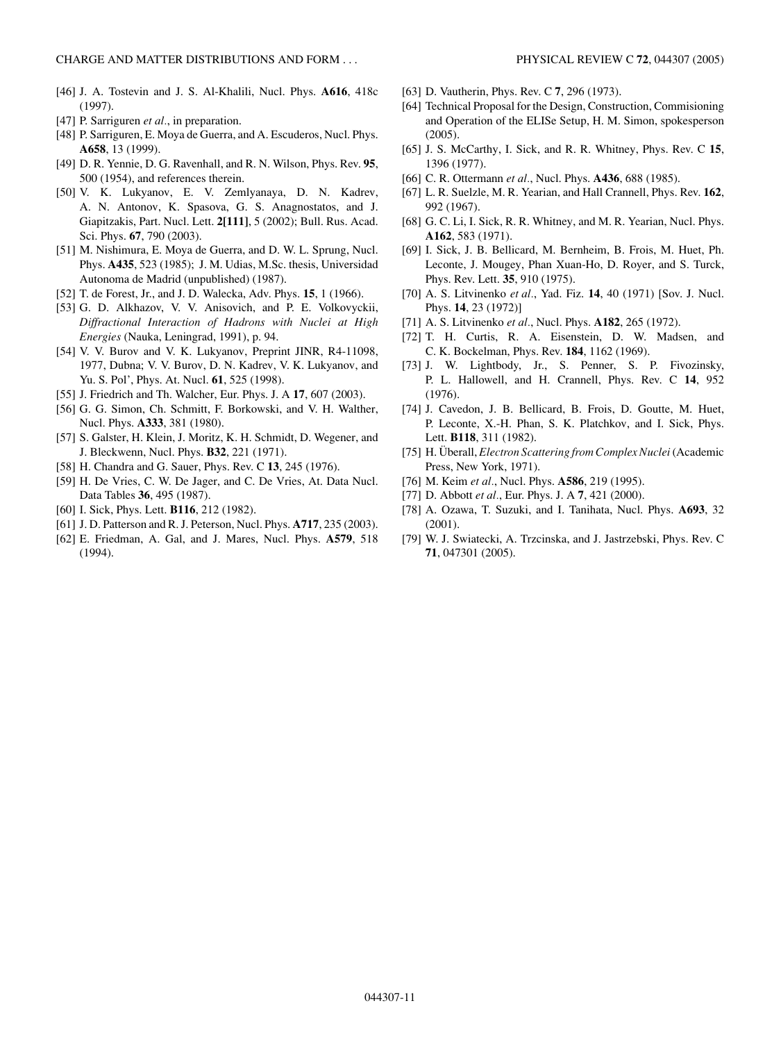[46] J. A. Tostevin and J. S. Al-Khalili, Nucl. Phys. **A616**, 418c (1997).

[47] P. Sarriguren *et al*., in preparation.

[48] P. Sarriguren, E. Moya de Guerra, and A. Escuderos, Nucl. Phys. **A658**, 13 (1999).

[49] D. R. Yennie, D. G. Ravenhall, and R. N. Wilson, Phys. Rev. **95**, 500 (1954), and references therein.

[50] V. K. Lukyanov, E. V. Zemlyanaya, D. N. Kadrev, A. N. Antonov, K. Spasova, G. S. Anagnostatos, and J. Giapitzakis, Part. Nucl. Lett. **2[111]**, 5 (2002); Bull. Rus. Acad. Sci. Phys. **67**, 790 (2003).

[51] M. Nishimura, E. Moya de Guerra, and D. W. L. Sprung, Nucl. Phys. **A435**, 523 (1985); J. M. Udias, M.Sc. thesis, Universidad Autonoma de Madrid (unpublished) (1987).

[52] T. de Forest, Jr., and J. D. Walecka, Adv. Phys. **15**, 1 (1966).

[53] G. D. Alkhazov, V. V. Anisovich, and P. E. Volkovyckii, *Diffractional Interaction of Hadrons with Nuclei at High Energies* (Nauka, Leningrad, 1991), p. 94.

[54] V. V. Burov and V. K. Lukyanov, Preprint JINR, R4-11098, 1977, Dubna; V. V. Burov, D. N. Kadrev, V. K. Lukyanov, and Yu. S. Pol', Phys. At. Nucl. **61**, 525 (1998).

[55] J. Friedrich and Th. Walcher, Eur. Phys. J. A **17**, 607 (2003).

[56] G. G. Simon, Ch. Schmitt, F. Borkowski, and V. H. Walther, Nucl. Phys. **A333**, 381 (1980).

[57] S. Galster, H. Klein, J. Moritz, K. H. Schmidt, D. Wegener, and J. Bleckwenn, Nucl. Phys. **B32**, 221 (1971).

[58] H. Chandra and G. Sauer, Phys. Rev. C **13**, 245 (1976).

[59] H. De Vries, C. W. De Jager, and C. De Vries, At. Data Nucl. Data Tables **36**, 495 (1987).

[60] I. Sick, Phys. Lett. **B116**, 212 (1982).

[61] J. D. Patterson and R. J. Peterson, Nucl. Phys. **A717**, 235 (2003).

[62] E. Friedman, A. Gal, and J. Mares, Nucl. Phys. **A579**, 518 (1994).

[63] D. Vautherin, Phys. Rev. C **7**, 296 (1973).

[64] Technical Proposal for the Design, Construction, Commisioning and Operation of the ELISe Setup, H. M. Simon, spokesperson (2005).

[65] J. S. McCarthy, I. Sick, and R. R. Whitney, Phys. Rev. C **15**, 1396 (1977).

[66] C. R. Ottermann *et al*., Nucl. Phys. **A436**, 688 (1985).

[67] L. R. Suelzle, M. R. Yearian, and Hall Crannell, Phys. Rev. **162**, 992 (1967).

[68] G. C. Li, I. Sick, R. R. Whitney, and M. R. Yearian, Nucl. Phys. **A162**, 583 (1971).

[69] I. Sick, J. B. Bellicard, M. Bernheim, B. Frois, M. Huet, Ph. Leconte, J. Mougey, Phan Xuan-Ho, D. Royer, and S. Turck, Phys. Rev. Lett. **35**, 910 (1975).

[70] A. S. Litvinenko *et al*., Yad. Fiz. **14**, 40 (1971) [Sov. J. Nucl. Phys. **14**, 23 (1972)]

[71] A. S. Litvinenko *et al*., Nucl. Phys. **A182**, 265 (1972).

[72] T. H. Curtis, R. A. Eisenstein, D. W. Madsen, and C. K. Bockelman, Phys. Rev. **184**, 1162 (1969).

[73] J. W. Lightbody, Jr., S. Penner, S. P. Fivozinsky, P. L. Hallowell, and H. Crannell, Phys. Rev. C **14**, 952 (1976).

[74] J. Cavedon, J. B. Bellicard, B. Frois, D. Goutte, M. Huet, P. Leconte, X.-H. Phan, S. K. Platchkov, and I. Sick, Phys. Lett. **B118**, 311 (1982).

[75] H. Überall, *Electron Scattering from Complex Nuclei* (Academic Press, New York, 1971).

[76] M. Keim *et al*., Nucl. Phys. **A586**, 219 (1995).

[77] D. Abbott *et al*., Eur. Phys. J. A **7**, 421 (2000).

[78] A. Ozawa, T. Suzuki, and I. Tanihata, Nucl. Phys. **A693**, 32 (2001).

[79] W. J. Swiatecki, A. Trzcinska, and J. Jastrzebski, Phys. Rev. C **71**, 047301 (2005).